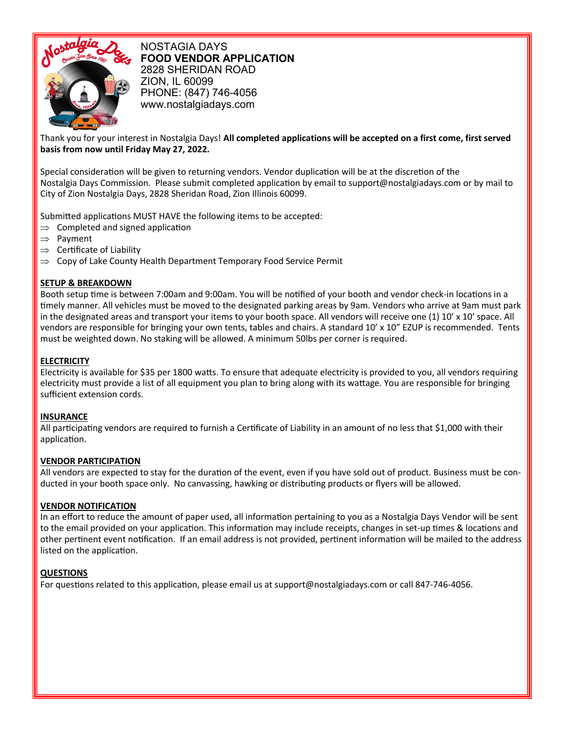NOSTAGIA DAYS

**FOOD VENDOR APPLICATION**

2828 SHERIDAN ROAD

ZION, IL 60099

PHONE: (847) 746-4056

www.nostalgiadays.com

Thank you for your interest in Nostalgia Days! **All completed applications will be accepted on a first come, first served basis from now until Friday May 27, 2022.**

Special consideration will be given to returning vendors. Vendor duplication will be at the discretion of the Nostalgia Days Commission. Please submit completed application by email to support@nostalgiadays.com or by mail to City of Zion Nostalgia Days, 2828 Sheridan Road, Zion Illinois 60099.

Submitted applications MUST HAVE the following items to be accepted:

- ⇒ Completed and signed application
- ⇒ Payment
- ⇒ Certificate of Liability
- ⇒ Copy of Lake County Health Department Temporary Food Service Permit

**SETUP & BREAKDOWN**

Booth setup time is between 7:00am and 9:00am. You will be notified of your booth and vendor check-in locations in a timely manner. All vehicles must be moved to the designated parking areas by 9am. Vendors who arrive at 9am must park in the designated areas and transport your items to your booth space. All vendors will receive one (1) 10' x 10' space. All vendors are responsible for bringing your own tents, tables and chairs. A standard 10' x 10" EZUP is recommended. Tents must be weighted down. No staking will be allowed. A minimum 50lbs per corner is required.

**ELECTRICITY**

Electricity is available for $35 per 1800 watts. To ensure that adequate electricity is provided to you, all vendors requiring electricity must provide a list of all equipment you plan to bring along with its wattage. You are responsible for bringing sufficient extension cords.

**INSURANCE**

All participating vendors are required to furnish a Certificate of Liability in an amount of no less that $1,000 with their application.

**VENDOR PARTICIPATION**

All vendors are expected to stay for the duration of the event, even if you have sold out of product. Business must be conducted in your booth space only. No canvassing, hawking or distributing products or flyers will be allowed.

**VENDOR NOTIFICATION**

In an effort to reduce the amount of paper used, all information pertaining to you as a Nostalgia Days Vendor will be sent to the email provided on your application. This information may include receipts, changes in set-up times & locations and other pertinent event notification. If an email address is not provided, pertinent information will be mailed to the address listed on the application.

**QUESTIONS**

For questions related to this application, please email us at support@nostalgiadays.com or call 847-746-4056.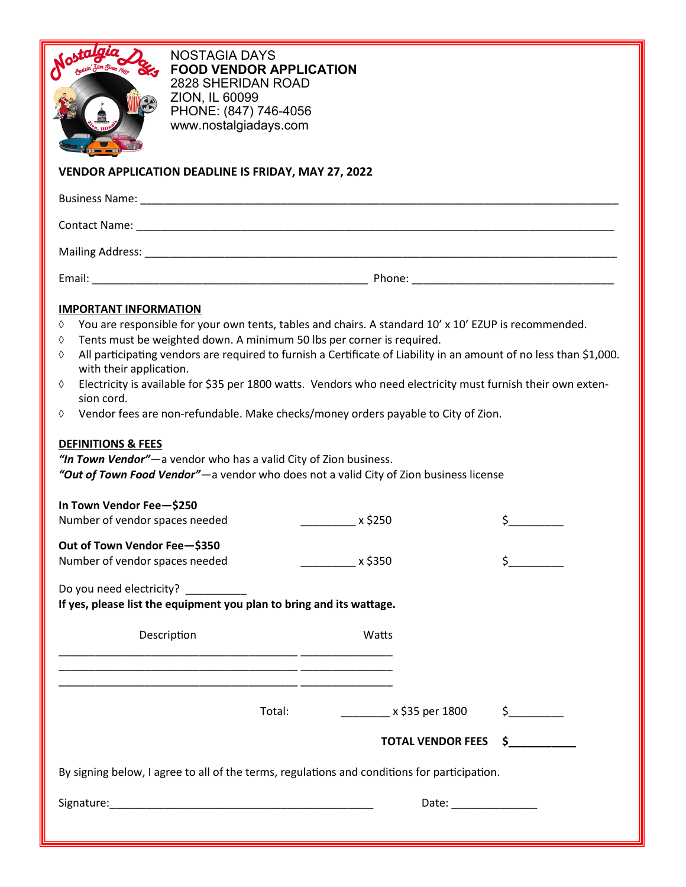NOSTAGIA DAYS
**FOOD VENDOR APPLICATION**
2828 SHERIDAN ROAD
ZION, IL 60099
PHONE: (847) 746-4056
www.nostalgiadays.com

**VENDOR APPLICATION DEADLINE IS FRIDAY, MAY 27, 2022**

Business Name: ______________________________________________

Contact Name: ______________________________________________

Mailing Address: ______________________________________________

Email: ______________________________ Phone: ______________________

## IMPORTANT INFORMATION

- You are responsible for your own tents, tables and chairs. A standard 10' x 10' EZUP is recommended.
- Tents must be weighted down. A minimum 50 lbs per corner is required.
- All participating vendors are required to furnish a Certificate of Liability in an amount of no less than $1,000. with their application.
- Electricity is available for $35 per 1800 watts. Vendors who need electricity must furnish their own extension cord.
- Vendor fees are non-refundable. Make checks/money orders payable to City of Zion.

## DEFINITIONS & FEES

***"In Town Vendor"***—a vendor who has a valid City of Zion business.
***"Out of Town Food Vendor"***—a vendor who does not a valid City of Zion business license

**In Town Vendor Fee—$250**
Number of vendor spaces needed _________ x $250 $_________

**Out of Town Vendor Fee—$350**
Number of vendor spaces needed _________ x $350 $_________

Do you need electricity? __________
**If yes, please list the equipment you plan to bring and its wattage.**

| Description | Watts |
|---|---|
| ________________________________ | _______________ |
| ________________________________ | _______________ |
| ________________________________ | _______________ |

Total: ________ x $35 per 1800 $_________

**TOTAL VENDOR FEES $___________**

By signing below, I agree to all of the terms, regulations and conditions for participation.

Signature:_________________________________ Date: ______________